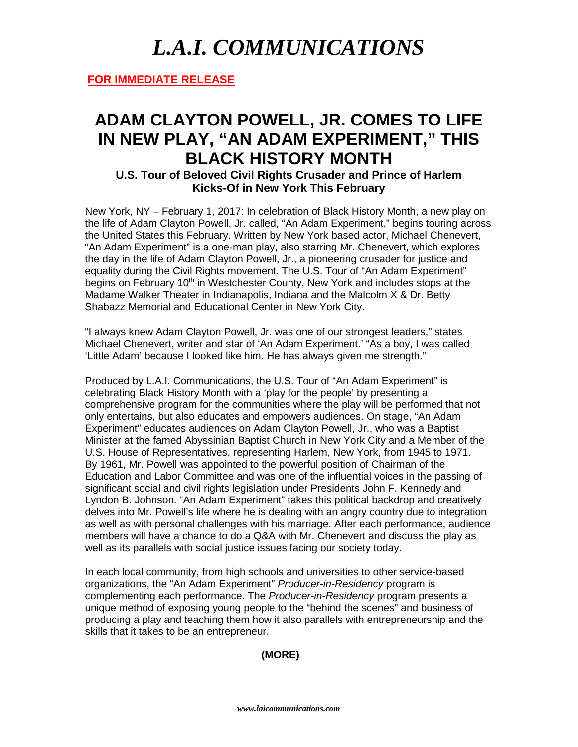# *L.A.I. COMMUNICATIONS*

**FOR IMMEDIATE RELEASE**

## ADAM CLAYTON POWELL, JR. COMES TO LIFE IN NEW PLAY, "AN ADAM EXPERIMENT," THIS BLACK HISTORY MONTH

### U.S. Tour of Beloved Civil Rights Crusader and Prince of Harlem Kicks-Of in New York This February

New York, NY – February 1, 2017: In celebration of Black History Month, a new play on the life of Adam Clayton Powell, Jr. called, "An Adam Experiment," begins touring across the United States this February. Written by New York based actor, Michael Chenevert, "An Adam Experiment" is a one-man play, also starring Mr. Chenevert, which explores the day in the life of Adam Clayton Powell, Jr., a pioneering crusader for justice and equality during the Civil Rights movement. The U.S. Tour of "An Adam Experiment" begins on February 10th in Westchester County, New York and includes stops at the Madame Walker Theater in Indianapolis, Indiana and the Malcolm X & Dr. Betty Shabazz Memorial and Educational Center in New York City.

"I always knew Adam Clayton Powell, Jr. was one of our strongest leaders," states Michael Chenevert, writer and star of 'An Adam Experiment.' "As a boy, I was called 'Little Adam' because I looked like him. He has always given me strength."

Produced by L.A.I. Communications, the U.S. Tour of "An Adam Experiment" is celebrating Black History Month with a 'play for the people' by presenting a comprehensive program for the communities where the play will be performed that not only entertains, but also educates and empowers audiences. On stage, "An Adam Experiment" educates audiences on Adam Clayton Powell, Jr., who was a Baptist Minister at the famed Abyssinian Baptist Church in New York City and a Member of the U.S. House of Representatives, representing Harlem, New York, from 1945 to 1971. By 1961, Mr. Powell was appointed to the powerful position of Chairman of the Education and Labor Committee and was one of the influential voices in the passing of significant social and civil rights legislation under Presidents John F. Kennedy and Lyndon B. Johnson. "An Adam Experiment" takes this political backdrop and creatively delves into Mr. Powell's life where he is dealing with an angry country due to integration as well as with personal challenges with his marriage. After each performance, audience members will have a chance to do a Q&A with Mr. Chenevert and discuss the play as well as its parallels with social justice issues facing our society today.

In each local community, from high schools and universities to other service-based organizations, the "An Adam Experiment" *Producer-in-Residency* program is complementing each performance. The *Producer-in-Residency* program presents a unique method of exposing young people to the "behind the scenes" and business of producing a play and teaching them how it also parallels with entrepreneurship and the skills that it takes to be an entrepreneur.

**(MORE)**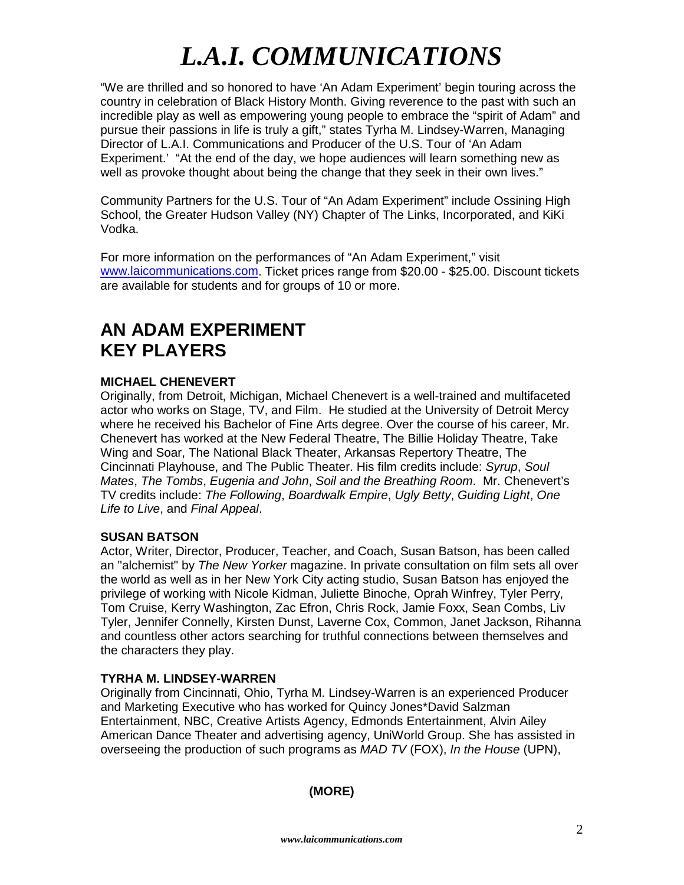# *L.A.I. COMMUNICATIONS*

"We are thrilled and so honored to have 'An Adam Experiment' begin touring across the country in celebration of Black History Month. Giving reverence to the past with such an incredible play as well as empowering young people to embrace the "spirit of Adam" and pursue their passions in life is truly a gift," states Tyrha M. Lindsey-Warren, Managing Director of L.A.I. Communications and Producer of the U.S. Tour of 'An Adam Experiment.' "At the end of the day, we hope audiences will learn something new as well as provoke thought about being the change that they seek in their own lives."

Community Partners for the U.S. Tour of "An Adam Experiment" include Ossining High School, the Greater Hudson Valley (NY) Chapter of The Links, Incorporated, and KiKi Vodka.

For more information on the performances of "An Adam Experiment," visit www.laicommunications.com. Ticket prices range from $20.00 - $25.00. Discount tickets are available for students and for groups of 10 or more.

## AN ADAM EXPERIMENT KEY PLAYERS

**MICHAEL CHENEVERT**

Originally, from Detroit, Michigan, Michael Chenevert is a well-trained and multifaceted actor who works on Stage, TV, and Film. He studied at the University of Detroit Mercy where he received his Bachelor of Fine Arts degree. Over the course of his career, Mr. Chenevert has worked at the New Federal Theatre, The Billie Holiday Theatre, Take Wing and Soar, The National Black Theater, Arkansas Repertory Theatre, The Cincinnati Playhouse, and The Public Theater. His film credits include: *Syrup*, *Soul Mates*, *The Tombs*, *Eugenia and John*, *Soil and the Breathing Room*. Mr. Chenevert's TV credits include: *The Following*, *Boardwalk Empire*, *Ugly Betty*, *Guiding Light*, *One Life to Live*, and *Final Appeal*.

**SUSAN BATSON**

Actor, Writer, Director, Producer, Teacher, and Coach, Susan Batson, has been called an "alchemist" by *The New Yorker* magazine. In private consultation on film sets all over the world as well as in her New York City acting studio, Susan Batson has enjoyed the privilege of working with Nicole Kidman, Juliette Binoche, Oprah Winfrey, Tyler Perry, Tom Cruise, Kerry Washington, Zac Efron, Chris Rock, Jamie Foxx, Sean Combs, Liv Tyler, Jennifer Connelly, Kirsten Dunst, Laverne Cox, Common, Janet Jackson, Rihanna and countless other actors searching for truthful connections between themselves and the characters they play.

**TYRHA M. LINDSEY-WARREN**

Originally from Cincinnati, Ohio, Tyrha M. Lindsey-Warren is an experienced Producer and Marketing Executive who has worked for Quincy Jones*David Salzman Entertainment, NBC, Creative Artists Agency, Edmonds Entertainment, Alvin Ailey American Dance Theater and advertising agency, UniWorld Group. She has assisted in overseeing the production of such programs as *MAD TV* (FOX), *In the House* (UPN),

**(MORE)**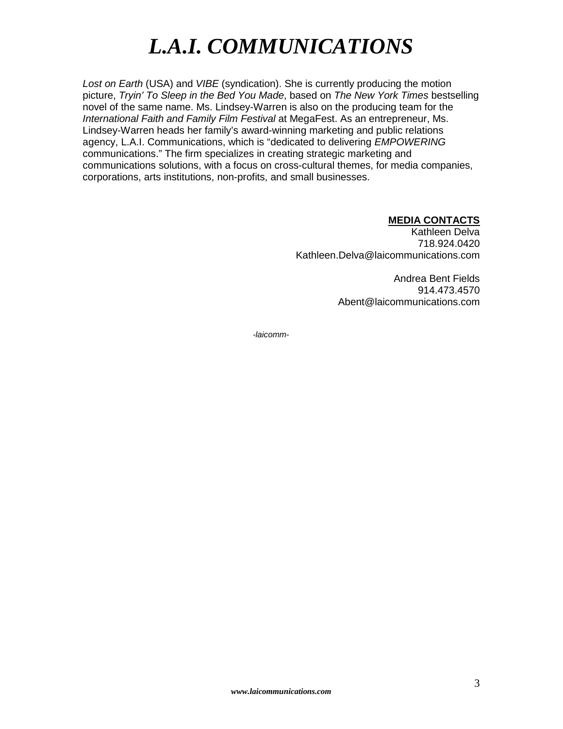*Lost on Earth* (USA) and *VIBE* (syndication). She is currently producing the motion picture, *Tryin' To Sleep in the Bed You Made*, based on *The New York Times* bestselling novel of the same name. Ms. Lindsey-Warren is also on the producing team for the *International Faith and Family Film Festival* at MegaFest. As an entrepreneur, Ms. Lindsey-Warren heads her family's award-winning marketing and public relations agency, L.A.I. Communications, which is "dedicated to delivering *EMPOWERING* communications." The firm specializes in creating strategic marketing and communications solutions, with a focus on cross-cultural themes, for media companies, corporations, arts institutions, non-profits, and small businesses.

**MEDIA CONTACTS**
Kathleen Delva
718.924.0420
Kathleen.Delva@laicommunications.com

Andrea Bent Fields
914.473.4570
Abent@laicommunications.com

*-laicomm-*